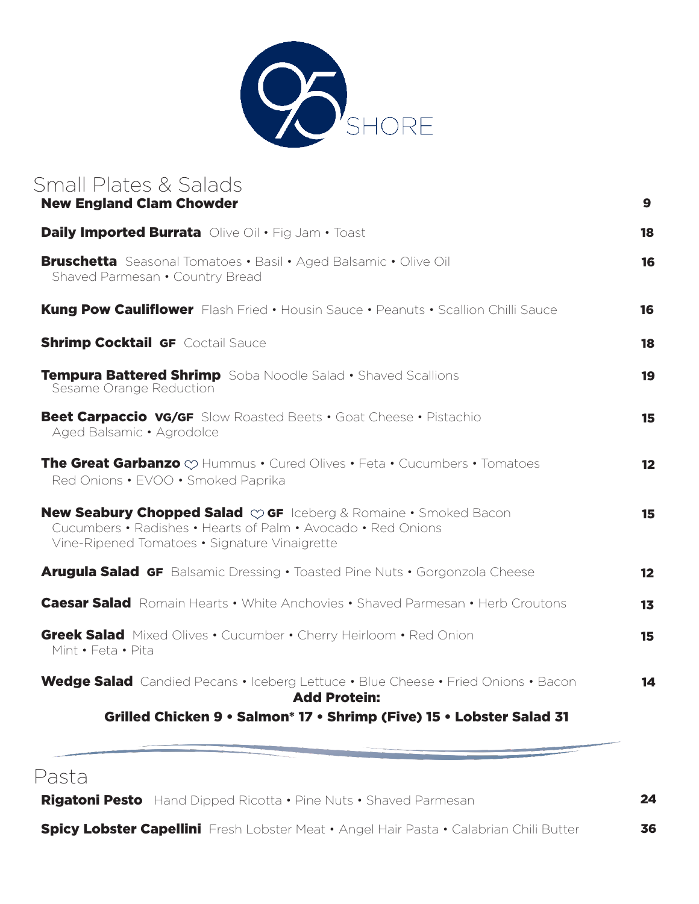# 95 SHORE

## Small Plates & Salads

**New England Clam Chowder** 9

**Daily Imported Burrata** Olive Oil • Fig Jam • Toast 18

**Bruschetta** Seasonal Tomatoes • Basil • Aged Balsamic • Olive Oil
Shaved Parmesan • Country Bread 16

**Kung Pow Cauliflower** Flash Fried • Housin Sauce • Peanuts • Scallion Chilli Sauce 16

**Shrimp Cocktail GF** Coctail Sauce 18

**Tempura Battered Shrimp** Soba Noodle Salad • Shaved Scallions
Sesame Orange Reduction 19

**Beet Carpaccio VG/GF** Slow Roasted Beets • Goat Cheese • Pistachio
Aged Balsamic • Agrodolce 15

**The Great Garbanzo** ♡ Hummus • Cured Olives • Feta • Cucumbers • Tomatoes
Red Onions • EVOO • Smoked Paprika 12

**New Seabury Chopped Salad** ♡ **GF** Iceberg & Romaine • Smoked Bacon
Cucumbers • Radishes • Hearts of Palm • Avocado • Red Onions
Vine-Ripened Tomatoes • Signature Vinaigrette 15

**Arugula Salad GF** Balsamic Dressing • Toasted Pine Nuts • Gorgonzola Cheese 12

**Caesar Salad** Romain Hearts • White Anchovies • Shaved Parmesan • Herb Croutons 13

**Greek Salad** Mixed Olives • Cucumber • Cherry Heirloom • Red Onion
Mint • Feta • Pita 15

**Wedge Salad** Candied Pecans • Iceberg Lettuce • Blue Cheese • Fried Onions • Bacon 14

**Add Protein:**
**Grilled Chicken 9 • Salmon* 17 • Shrimp (Five) 15 • Lobster Salad 31**

## Pasta

**Rigatoni Pesto** Hand Dipped Ricotta • Pine Nuts • Shaved Parmesan 24

**Spicy Lobster Capellini** Fresh Lobster Meat • Angel Hair Pasta • Calabrian Chili Butter 36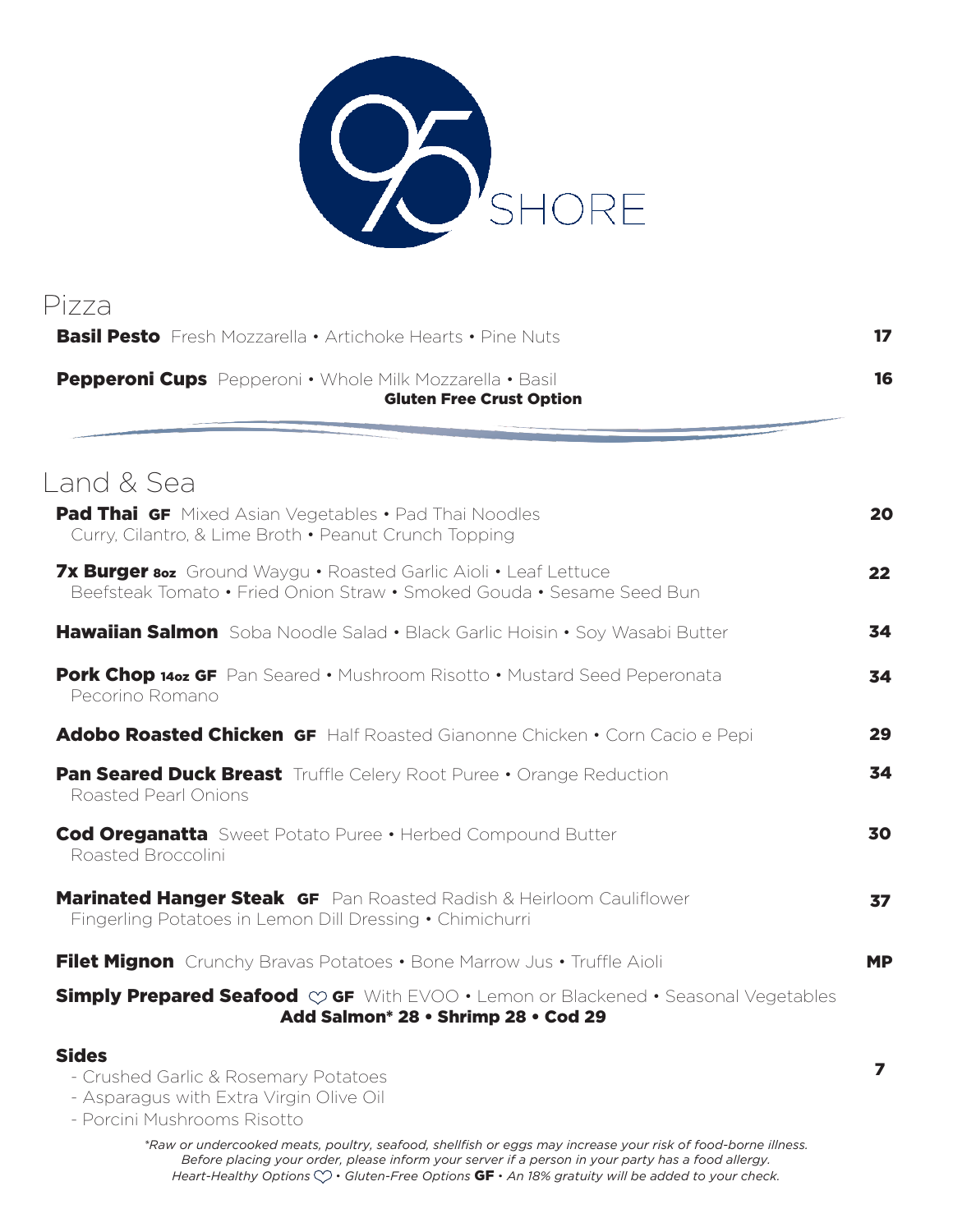95 SHORE

## Pizza

**Basil Pesto** Fresh Mozzarella • Artichoke Hearts • Pine Nuts — **17**

**Pepperoni Cups** Pepperoni • Whole Milk Mozzarella • Basil — **16**

**Gluten Free Crust Option**

## Land & Sea

**Pad Thai GF** Mixed Asian Vegetables • Pad Thai Noodles
Curry, Cilantro, & Lime Broth • Peanut Crunch Topping — **20**

**7x Burger 8oz** Ground Waygu • Roasted Garlic Aioli • Leaf Lettuce
Beefsteak Tomato • Fried Onion Straw • Smoked Gouda • Sesame Seed Bun — **22**

**Hawaiian Salmon** Soba Noodle Salad • Black Garlic Hoisin • Soy Wasabi Butter — **34**

**Pork Chop 14oz GF** Pan Seared • Mushroom Risotto • Mustard Seed Peperonata
Pecorino Romano — **34**

**Adobo Roasted Chicken GF** Half Roasted Gianonne Chicken • Corn Cacio e Pepi — **29**

**Pan Seared Duck Breast** Truffle Celery Root Puree • Orange Reduction
Roasted Pearl Onions — **34**

**Cod Oreganatta** Sweet Potato Puree • Herbed Compound Butter
Roasted Broccolini — **30**

**Marinated Hanger Steak GF** Pan Roasted Radish & Heirloom Cauliflower
Fingerling Potatoes in Lemon Dill Dressing • Chimichurri — **37**

**Filet Mignon** Crunchy Bravas Potatoes • Bone Marrow Jus • Truffle Aioli — **MP**

**Simply Prepared Seafood ♡ GF** With EVOO • Lemon or Blackened • Seasonal Vegetables
**Add Salmon* 28 • Shrimp 28 • Cod 29**

### Sides — **7**

- Crushed Garlic & Rosemary Potatoes
- Asparagus with Extra Virgin Olive Oil
- Porcini Mushrooms Risotto

*\*Raw or undercooked meats, poultry, seafood, shellfish or eggs may increase your risk of food-borne illness. Before placing your order, please inform your server if a person in your party has a food allergy. Heart-Healthy Options ♡ • Gluten-Free Options **GF** • An 18% gratuity will be added to your check.*